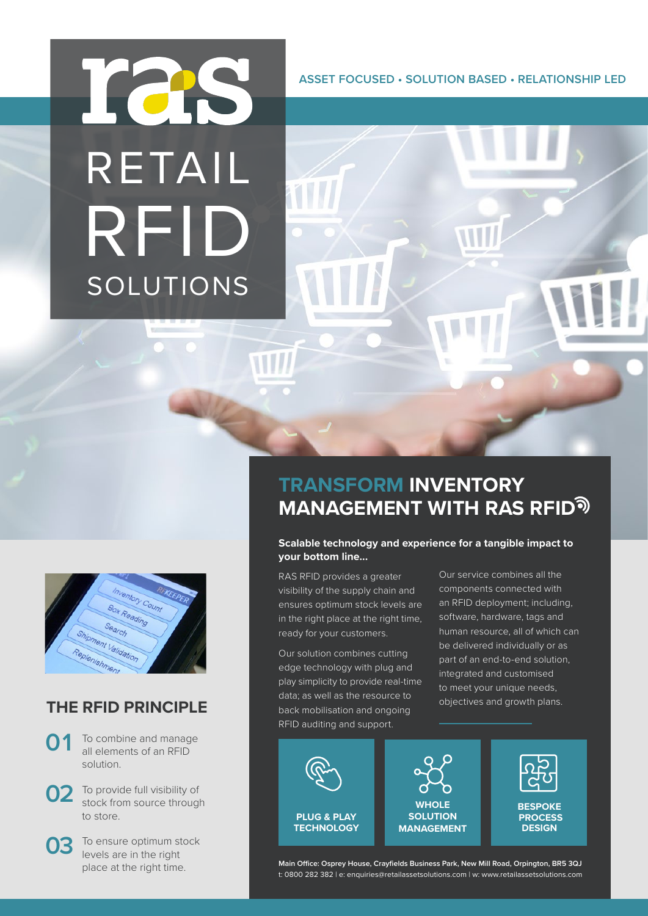# ras RETAIL RFID SOLUTIONS

ASSET FOCUSED • SOLUTION BASED • RELATIONSHIP LED

## TRANSFORM INVENTORY MANAGEMENT WITH RAS RFID

**Scalable technology and experience for a tangible impact to your bottom line...**

RAS RFID provides a greater visibility of the supply chain and ensures optimum stock levels are in the right place at the right time, ready for your customers.

Our solution combines cutting edge technology with plug and play simplicity to provide real-time data; as well as the resource to back mobilisation and ongoing RFID auditing and support.

Our service combines all the components connected with an RFID deployment; including, software, hardware, tags and human resource, all of which can be delivered individually or as part of an end-to-end solution, integrated and customised to meet your unique needs, objectives and growth plans.

**PLUG & PLAY TECHNOLOGY**

**WHOLE SOLUTION MANAGEMENT**

**BESPOKE PROCESS DESIGN**

## THE RFID PRINCIPLE

**01** To combine and manage all elements of an RFID solution.

**02** To provide full visibility of stock from source through to store.

**03** To ensure optimum stock levels are in the right place at the right time.

**Main Office: Osprey House, Crayfields Business Park, New Mill Road, Orpington, BR5 3QJ**
t: 0800 282 382 | e: enquiries@retailassetsolutions.com | w: www.retailassetsolutions.com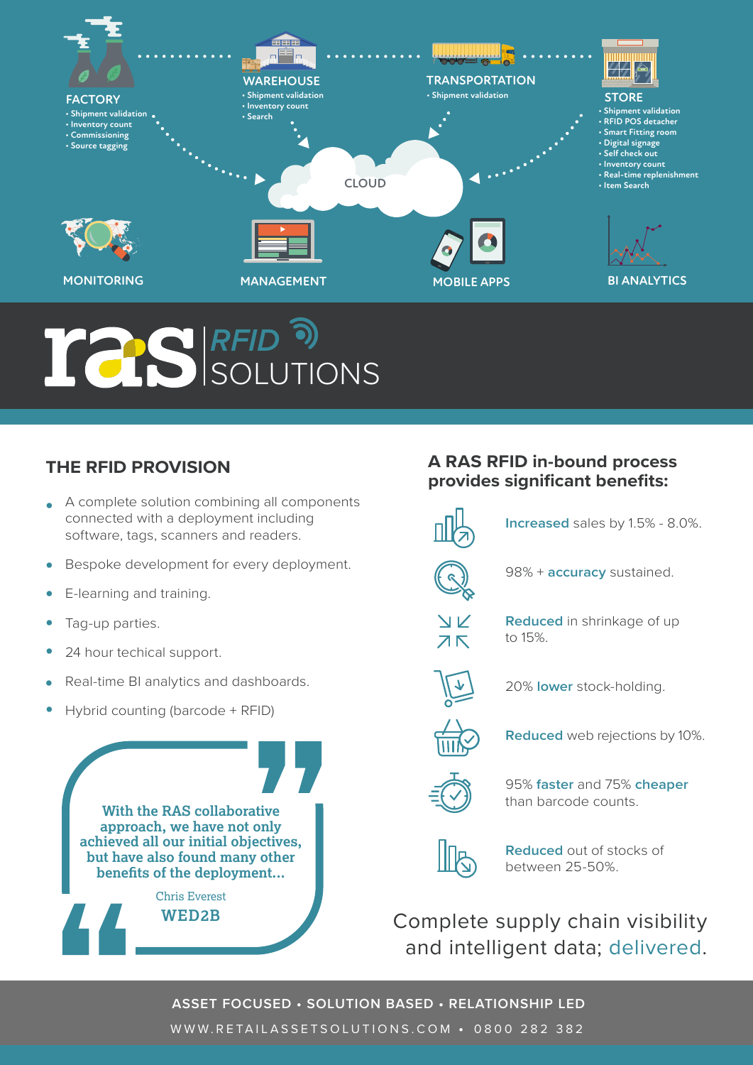FACTORY
- Shipment validation
- Inventory count
- Commissioning
- Source tagging

WAREHOUSE
- Shipment validation
- Inventory count
- Search

TRANSPORTATION
- Shipment validation

STORE
- Shipment validation
- RFID POS detacher
- Smart Fitting room
- Digital signage
- Self check out
- Inventory count
- Real-time replenishment
- Item Search

CLOUD

MONITORING

MANAGEMENT

MOBILE APPS

BI ANALYTICS

# ras RFID SOLUTIONS

## THE RFID PROVISION

- A complete solution combining all components connected with a deployment including software, tags, scanners and readers.
- Bespoke development for every deployment.
- E-learning and training.
- Tag-up parties.
- 24 hour techical support.
- Real-time BI analytics and dashboards.
- Hybrid counting (barcode + RFID)

> With the RAS collaborative approach, we have not only achieved all our initial objectives, but have also found many other benefits of the deployment...
>
> Chris Everest
>
> **WED2B**

## A RAS RFID in-bound process provides significant benefits:

- **Increased** sales by 1.5% - 8.0%.
- 98% + **accuracy** sustained.
- **Reduced** in shrinkage of up to 15%.
- 20% **lower** stock-holding.
- **Reduced** web rejections by 10%.
- 95% **faster** and 75% **cheaper** than barcode counts.
- **Reduced** out of stocks of between 25-50%.

Complete supply chain visibility and intelligent data; delivered.

**ASSET FOCUSED • SOLUTION BASED • RELATIONSHIP LED**

WWW.RETAILASSETSOLUTIONS.COM • 0800 282 382